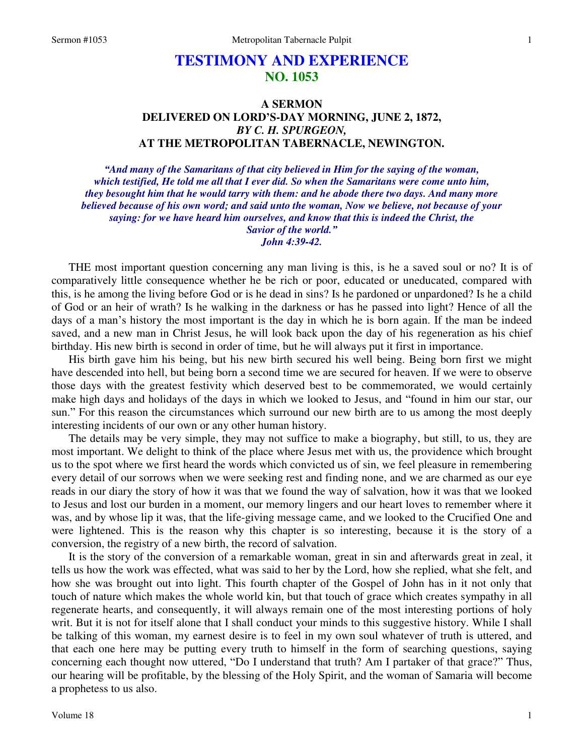# TESTIMONY AND EXPERIENCE
## NO. 1053

### A SERMON DELIVERED ON LORD'S-DAY MORNING, JUNE 2, 1872, *BY C. H. SPURGEON,* AT THE METROPOLITAN TABERNACLE, NEWINGTON.

***"And many of the Samaritans of that city believed in Him for the saying of the woman, which testified, He told me all that I ever did. So when the Samaritans were come unto him, they besought him that he would tarry with them: and he abode there two days. And many more believed because of his own word; and said unto the woman, Now we believe, not because of your saying: for we have heard him ourselves, and know that this is indeed the Christ, the Savior of the world." John 4:39-42.***

THE most important question concerning any man living is this, is he a saved soul or no? It is of comparatively little consequence whether he be rich or poor, educated or uneducated, compared with this, is he among the living before God or is he dead in sins? Is he pardoned or unpardoned? Is he a child of God or an heir of wrath? Is he walking in the darkness or has he passed into light? Hence of all the days of a man's history the most important is the day in which he is born again. If the man be indeed saved, and a new man in Christ Jesus, he will look back upon the day of his regeneration as his chief birthday. His new birth is second in order of time, but he will always put it first in importance.

His birth gave him his being, but his new birth secured his well being. Being born first we might have descended into hell, but being born a second time we are secured for heaven. If we were to observe those days with the greatest festivity which deserved best to be commemorated, we would certainly make high days and holidays of the days in which we looked to Jesus, and "found in him our star, our sun." For this reason the circumstances which surround our new birth are to us among the most deeply interesting incidents of our own or any other human history.

The details may be very simple, they may not suffice to make a biography, but still, to us, they are most important. We delight to think of the place where Jesus met with us, the providence which brought us to the spot where we first heard the words which convicted us of sin, we feel pleasure in remembering every detail of our sorrows when we were seeking rest and finding none, and we are charmed as our eye reads in our diary the story of how it was that we found the way of salvation, how it was that we looked to Jesus and lost our burden in a moment, our memory lingers and our heart loves to remember where it was, and by whose lip it was, that the life-giving message came, and we looked to the Crucified One and were lightened. This is the reason why this chapter is so interesting, because it is the story of a conversion, the registry of a new birth, the record of salvation.

It is the story of the conversion of a remarkable woman, great in sin and afterwards great in zeal, it tells us how the work was effected, what was said to her by the Lord, how she replied, what she felt, and how she was brought out into light. This fourth chapter of the Gospel of John has in it not only that touch of nature which makes the whole world kin, but that touch of grace which creates sympathy in all regenerate hearts, and consequently, it will always remain one of the most interesting portions of holy writ. But it is not for itself alone that I shall conduct your minds to this suggestive history. While I shall be talking of this woman, my earnest desire is to feel in my own soul whatever of truth is uttered, and that each one here may be putting every truth to himself in the form of searching questions, saying concerning each thought now uttered, "Do I understand that truth? Am I partaker of that grace?" Thus, our hearing will be profitable, by the blessing of the Holy Spirit, and the woman of Samaria will become a prophetess to us also.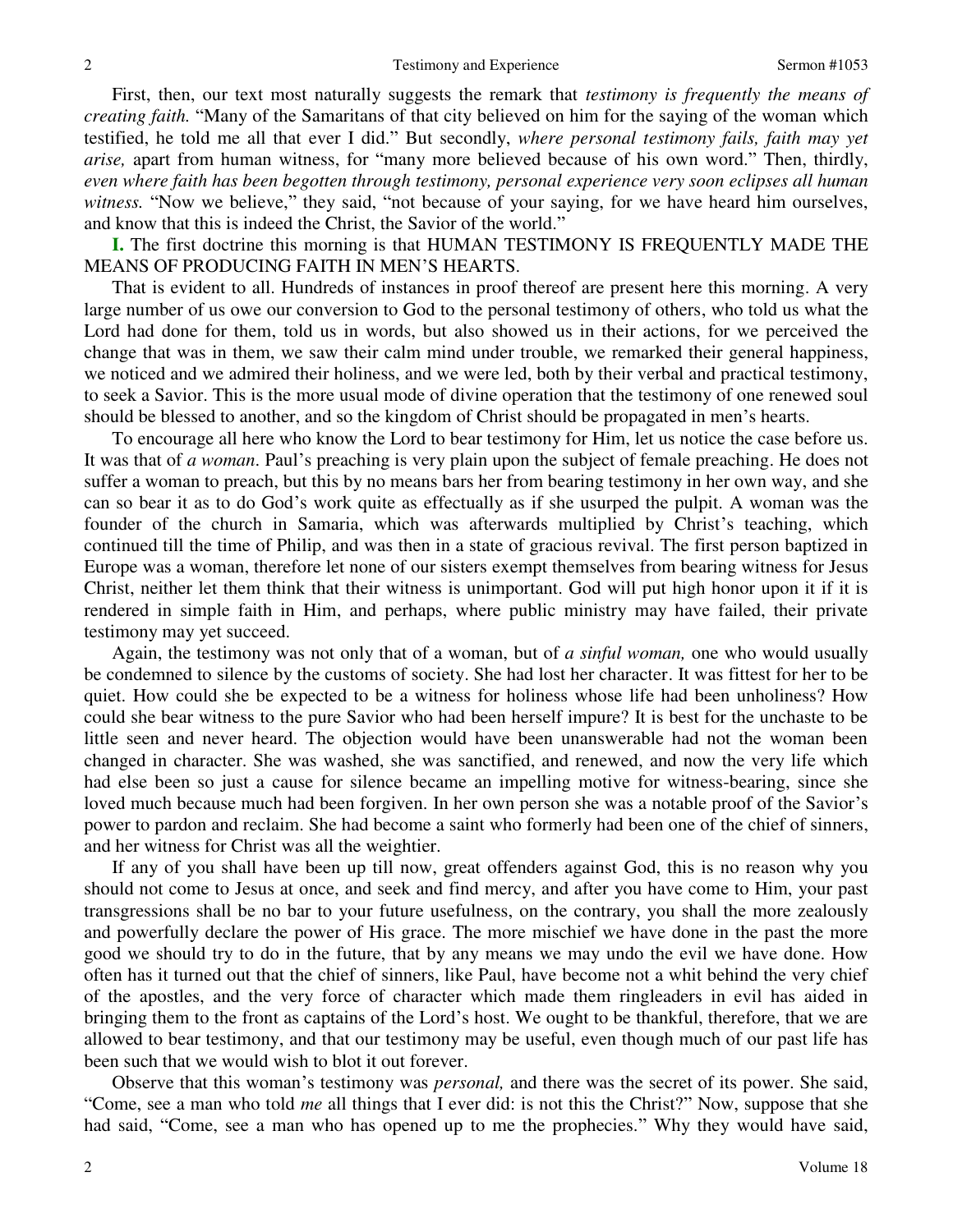First, then, our text most naturally suggests the remark that *testimony is frequently the means of creating faith.* "Many of the Samaritans of that city believed on him for the saying of the woman which testified, he told me all that ever I did." But secondly, *where personal testimony fails, faith may yet arise,* apart from human witness, for "many more believed because of his own word." Then, thirdly, *even where faith has been begotten through testimony, personal experience very soon eclipses all human witness.* "Now we believe," they said, "not because of your saying, for we have heard him ourselves, and know that this is indeed the Christ, the Savior of the world."

**I.** The first doctrine this morning is that HUMAN TESTIMONY IS FREQUENTLY MADE THE MEANS OF PRODUCING FAITH IN MEN'S HEARTS.

That is evident to all. Hundreds of instances in proof thereof are present here this morning. A very large number of us owe our conversion to God to the personal testimony of others, who told us what the Lord had done for them, told us in words, but also showed us in their actions, for we perceived the change that was in them, we saw their calm mind under trouble, we remarked their general happiness, we noticed and we admired their holiness, and we were led, both by their verbal and practical testimony, to seek a Savior. This is the more usual mode of divine operation that the testimony of one renewed soul should be blessed to another, and so the kingdom of Christ should be propagated in men's hearts.

To encourage all here who know the Lord to bear testimony for Him, let us notice the case before us. It was that of *a woman*. Paul's preaching is very plain upon the subject of female preaching. He does not suffer a woman to preach, but this by no means bars her from bearing testimony in her own way, and she can so bear it as to do God's work quite as effectually as if she usurped the pulpit. A woman was the founder of the church in Samaria, which was afterwards multiplied by Christ's teaching, which continued till the time of Philip, and was then in a state of gracious revival. The first person baptized in Europe was a woman, therefore let none of our sisters exempt themselves from bearing witness for Jesus Christ, neither let them think that their witness is unimportant. God will put high honor upon it if it is rendered in simple faith in Him, and perhaps, where public ministry may have failed, their private testimony may yet succeed.

Again, the testimony was not only that of a woman, but of *a sinful woman,* one who would usually be condemned to silence by the customs of society. She had lost her character. It was fittest for her to be quiet. How could she be expected to be a witness for holiness whose life had been unholiness? How could she bear witness to the pure Savior who had been herself impure? It is best for the unchaste to be little seen and never heard. The objection would have been unanswerable had not the woman been changed in character. She was washed, she was sanctified, and renewed, and now the very life which had else been so just a cause for silence became an impelling motive for witness-bearing, since she loved much because much had been forgiven. In her own person she was a notable proof of the Savior's power to pardon and reclaim. She had become a saint who formerly had been one of the chief of sinners, and her witness for Christ was all the weightier.

If any of you shall have been up till now, great offenders against God, this is no reason why you should not come to Jesus at once, and seek and find mercy, and after you have come to Him, your past transgressions shall be no bar to your future usefulness, on the contrary, you shall the more zealously and powerfully declare the power of His grace. The more mischief we have done in the past the more good we should try to do in the future, that by any means we may undo the evil we have done. How often has it turned out that the chief of sinners, like Paul, have become not a whit behind the very chief of the apostles, and the very force of character which made them ringleaders in evil has aided in bringing them to the front as captains of the Lord's host. We ought to be thankful, therefore, that we are allowed to bear testimony, and that our testimony may be useful, even though much of our past life has been such that we would wish to blot it out forever.

Observe that this woman's testimony was *personal,* and there was the secret of its power. She said, "Come, see a man who told *me* all things that I ever did: is not this the Christ?" Now, suppose that she had said, "Come, see a man who has opened up to me the prophecies." Why they would have said,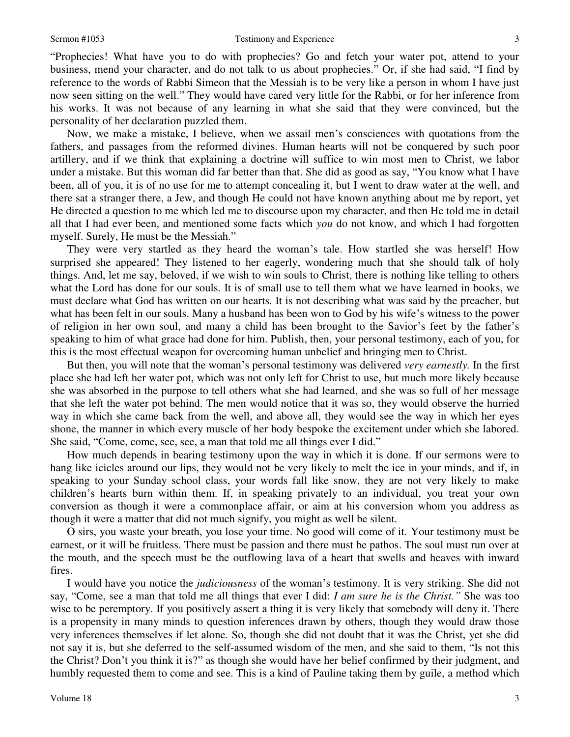"Prophecies! What have you to do with prophecies? Go and fetch your water pot, attend to your business, mend your character, and do not talk to us about prophecies." Or, if she had said, "I find by reference to the words of Rabbi Simeon that the Messiah is to be very like a person in whom I have just now seen sitting on the well." They would have cared very little for the Rabbi, or for her inference from his works. It was not because of any learning in what she said that they were convinced, but the personality of her declaration puzzled them.

Now, we make a mistake, I believe, when we assail men's consciences with quotations from the fathers, and passages from the reformed divines. Human hearts will not be conquered by such poor artillery, and if we think that explaining a doctrine will suffice to win most men to Christ, we labor under a mistake. But this woman did far better than that. She did as good as say, "You know what I have been, all of you, it is of no use for me to attempt concealing it, but I went to draw water at the well, and there sat a stranger there, a Jew, and though He could not have known anything about me by report, yet He directed a question to me which led me to discourse upon my character, and then He told me in detail all that I had ever been, and mentioned some facts which *you* do not know, and which I had forgotten myself. Surely, He must be the Messiah."

They were very startled as they heard the woman's tale. How startled she was herself! How surprised she appeared! They listened to her eagerly, wondering much that she should talk of holy things. And, let me say, beloved, if we wish to win souls to Christ, there is nothing like telling to others what the Lord has done for our souls. It is of small use to tell them what we have learned in books, we must declare what God has written on our hearts. It is not describing what was said by the preacher, but what has been felt in our souls. Many a husband has been won to God by his wife's witness to the power of religion in her own soul, and many a child has been brought to the Savior's feet by the father's speaking to him of what grace had done for him. Publish, then, your personal testimony, each of you, for this is the most effectual weapon for overcoming human unbelief and bringing men to Christ.

But then, you will note that the woman's personal testimony was delivered *very earnestly.* In the first place she had left her water pot, which was not only left for Christ to use, but much more likely because she was absorbed in the purpose to tell others what she had learned, and she was so full of her message that she left the water pot behind. The men would notice that it was so, they would observe the hurried way in which she came back from the well, and above all, they would see the way in which her eyes shone, the manner in which every muscle of her body bespoke the excitement under which she labored. She said, "Come, come, see, see, a man that told me all things ever I did."

How much depends in bearing testimony upon the way in which it is done. If our sermons were to hang like icicles around our lips, they would not be very likely to melt the ice in your minds, and if, in speaking to your Sunday school class, your words fall like snow, they are not very likely to make children's hearts burn within them. If, in speaking privately to an individual, you treat your own conversion as though it were a commonplace affair, or aim at his conversion whom you address as though it were a matter that did not much signify, you might as well be silent.

O sirs, you waste your breath, you lose your time. No good will come of it. Your testimony must be earnest, or it will be fruitless. There must be passion and there must be pathos. The soul must run over at the mouth, and the speech must be the outflowing lava of a heart that swells and heaves with inward fires.

I would have you notice the *judiciousness* of the woman's testimony. It is very striking. She did not say, "Come, see a man that told me all things that ever I did: *I am sure he is the Christ."* She was too wise to be peremptory. If you positively assert a thing it is very likely that somebody will deny it. There is a propensity in many minds to question inferences drawn by others, though they would draw those very inferences themselves if let alone. So, though she did not doubt that it was the Christ, yet she did not say it is, but she deferred to the self-assumed wisdom of the men, and she said to them, "Is not this the Christ? Don't you think it is?" as though she would have her belief confirmed by their judgment, and humbly requested them to come and see. This is a kind of Pauline taking them by guile, a method which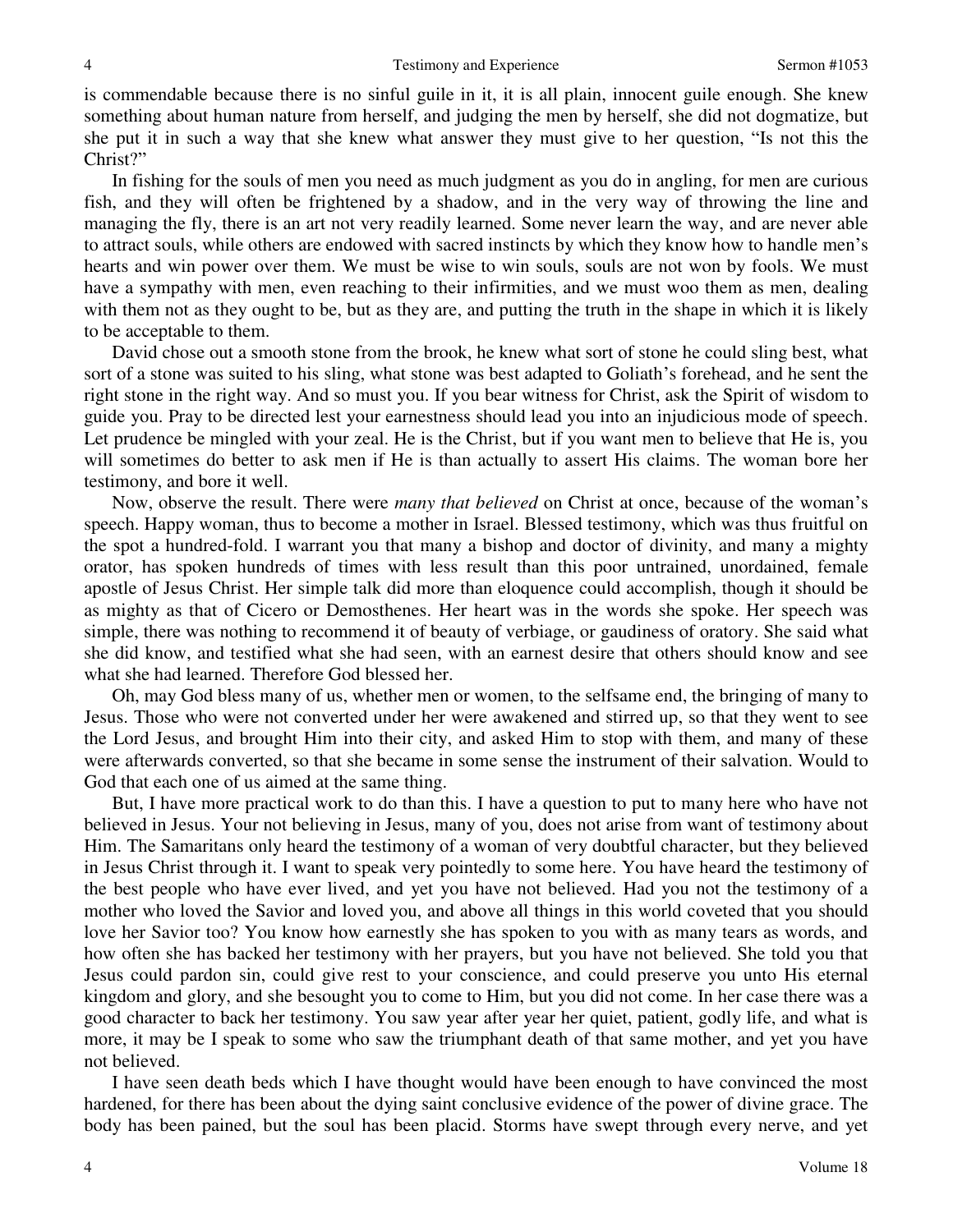is commendable because there is no sinful guile in it, it is all plain, innocent guile enough. She knew something about human nature from herself, and judging the men by herself, she did not dogmatize, but she put it in such a way that she knew what answer they must give to her question, "Is not this the Christ?"

In fishing for the souls of men you need as much judgment as you do in angling, for men are curious fish, and they will often be frightened by a shadow, and in the very way of throwing the line and managing the fly, there is an art not very readily learned. Some never learn the way, and are never able to attract souls, while others are endowed with sacred instincts by which they know how to handle men's hearts and win power over them. We must be wise to win souls, souls are not won by fools. We must have a sympathy with men, even reaching to their infirmities, and we must woo them as men, dealing with them not as they ought to be, but as they are, and putting the truth in the shape in which it is likely to be acceptable to them.

David chose out a smooth stone from the brook, he knew what sort of stone he could sling best, what sort of a stone was suited to his sling, what stone was best adapted to Goliath's forehead, and he sent the right stone in the right way. And so must you. If you bear witness for Christ, ask the Spirit of wisdom to guide you. Pray to be directed lest your earnestness should lead you into an injudicious mode of speech. Let prudence be mingled with your zeal. He is the Christ, but if you want men to believe that He is, you will sometimes do better to ask men if He is than actually to assert His claims. The woman bore her testimony, and bore it well.

Now, observe the result. There were *many that believed* on Christ at once, because of the woman's speech. Happy woman, thus to become a mother in Israel. Blessed testimony, which was thus fruitful on the spot a hundred-fold. I warrant you that many a bishop and doctor of divinity, and many a mighty orator, has spoken hundreds of times with less result than this poor untrained, unordained, female apostle of Jesus Christ. Her simple talk did more than eloquence could accomplish, though it should be as mighty as that of Cicero or Demosthenes. Her heart was in the words she spoke. Her speech was simple, there was nothing to recommend it of beauty of verbiage, or gaudiness of oratory. She said what she did know, and testified what she had seen, with an earnest desire that others should know and see what she had learned. Therefore God blessed her.

Oh, may God bless many of us, whether men or women, to the selfsame end, the bringing of many to Jesus. Those who were not converted under her were awakened and stirred up, so that they went to see the Lord Jesus, and brought Him into their city, and asked Him to stop with them, and many of these were afterwards converted, so that she became in some sense the instrument of their salvation. Would to God that each one of us aimed at the same thing.

But, I have more practical work to do than this. I have a question to put to many here who have not believed in Jesus. Your not believing in Jesus, many of you, does not arise from want of testimony about Him. The Samaritans only heard the testimony of a woman of very doubtful character, but they believed in Jesus Christ through it. I want to speak very pointedly to some here. You have heard the testimony of the best people who have ever lived, and yet you have not believed. Had you not the testimony of a mother who loved the Savior and loved you, and above all things in this world coveted that you should love her Savior too? You know how earnestly she has spoken to you with as many tears as words, and how often she has backed her testimony with her prayers, but you have not believed. She told you that Jesus could pardon sin, could give rest to your conscience, and could preserve you unto His eternal kingdom and glory, and she besought you to come to Him, but you did not come. In her case there was a good character to back her testimony. You saw year after year her quiet, patient, godly life, and what is more, it may be I speak to some who saw the triumphant death of that same mother, and yet you have not believed.

I have seen death beds which I have thought would have been enough to have convinced the most hardened, for there has been about the dying saint conclusive evidence of the power of divine grace. The body has been pained, but the soul has been placid. Storms have swept through every nerve, and yet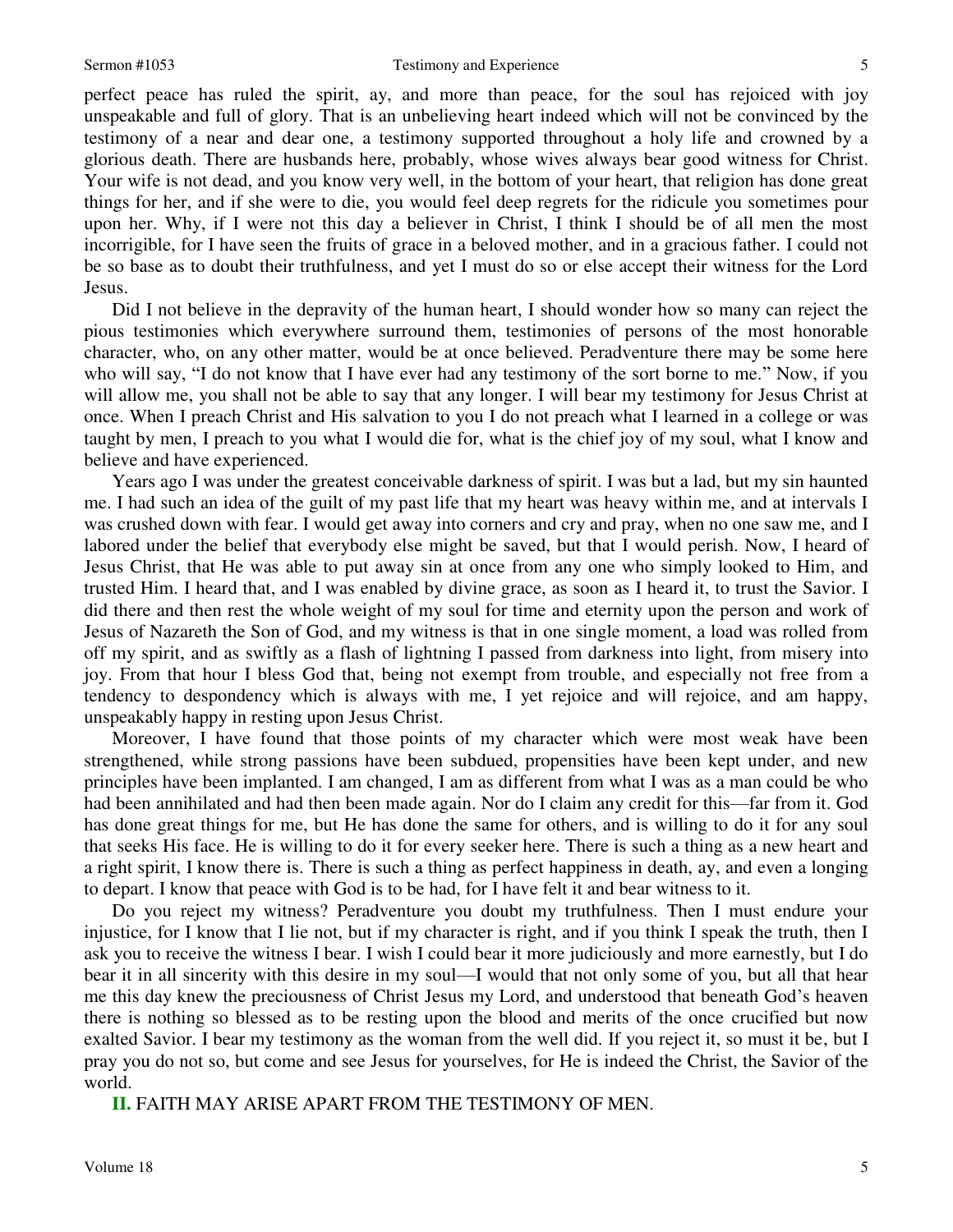perfect peace has ruled the spirit, ay, and more than peace, for the soul has rejoiced with joy unspeakable and full of glory. That is an unbelieving heart indeed which will not be convinced by the testimony of a near and dear one, a testimony supported throughout a holy life and crowned by a glorious death. There are husbands here, probably, whose wives always bear good witness for Christ. Your wife is not dead, and you know very well, in the bottom of your heart, that religion has done great things for her, and if she were to die, you would feel deep regrets for the ridicule you sometimes pour upon her. Why, if I were not this day a believer in Christ, I think I should be of all men the most incorrigible, for I have seen the fruits of grace in a beloved mother, and in a gracious father. I could not be so base as to doubt their truthfulness, and yet I must do so or else accept their witness for the Lord Jesus.

Did I not believe in the depravity of the human heart, I should wonder how so many can reject the pious testimonies which everywhere surround them, testimonies of persons of the most honorable character, who, on any other matter, would be at once believed. Peradventure there may be some here who will say, "I do not know that I have ever had any testimony of the sort borne to me." Now, if you will allow me, you shall not be able to say that any longer. I will bear my testimony for Jesus Christ at once. When I preach Christ and His salvation to you I do not preach what I learned in a college or was taught by men, I preach to you what I would die for, what is the chief joy of my soul, what I know and believe and have experienced.

Years ago I was under the greatest conceivable darkness of spirit. I was but a lad, but my sin haunted me. I had such an idea of the guilt of my past life that my heart was heavy within me, and at intervals I was crushed down with fear. I would get away into corners and cry and pray, when no one saw me, and I labored under the belief that everybody else might be saved, but that I would perish. Now, I heard of Jesus Christ, that He was able to put away sin at once from any one who simply looked to Him, and trusted Him. I heard that, and I was enabled by divine grace, as soon as I heard it, to trust the Savior. I did there and then rest the whole weight of my soul for time and eternity upon the person and work of Jesus of Nazareth the Son of God, and my witness is that in one single moment, a load was rolled from off my spirit, and as swiftly as a flash of lightning I passed from darkness into light, from misery into joy. From that hour I bless God that, being not exempt from trouble, and especially not free from a tendency to despondency which is always with me, I yet rejoice and will rejoice, and am happy, unspeakably happy in resting upon Jesus Christ.

Moreover, I have found that those points of my character which were most weak have been strengthened, while strong passions have been subdued, propensities have been kept under, and new principles have been implanted. I am changed, I am as different from what I was as a man could be who had been annihilated and had then been made again. Nor do I claim any credit for this—far from it. God has done great things for me, but He has done the same for others, and is willing to do it for any soul that seeks His face. He is willing to do it for every seeker here. There is such a thing as a new heart and a right spirit, I know there is. There is such a thing as perfect happiness in death, ay, and even a longing to depart. I know that peace with God is to be had, for I have felt it and bear witness to it.

Do you reject my witness? Peradventure you doubt my truthfulness. Then I must endure your injustice, for I know that I lie not, but if my character is right, and if you think I speak the truth, then I ask you to receive the witness I bear. I wish I could bear it more judiciously and more earnestly, but I do bear it in all sincerity with this desire in my soul—I would that not only some of you, but all that hear me this day knew the preciousness of Christ Jesus my Lord, and understood that beneath God's heaven there is nothing so blessed as to be resting upon the blood and merits of the once crucified but now exalted Savior. I bear my testimony as the woman from the well did. If you reject it, so must it be, but I pray you do not so, but come and see Jesus for yourselves, for He is indeed the Christ, the Savior of the world.

**II.** FAITH MAY ARISE APART FROM THE TESTIMONY OF MEN.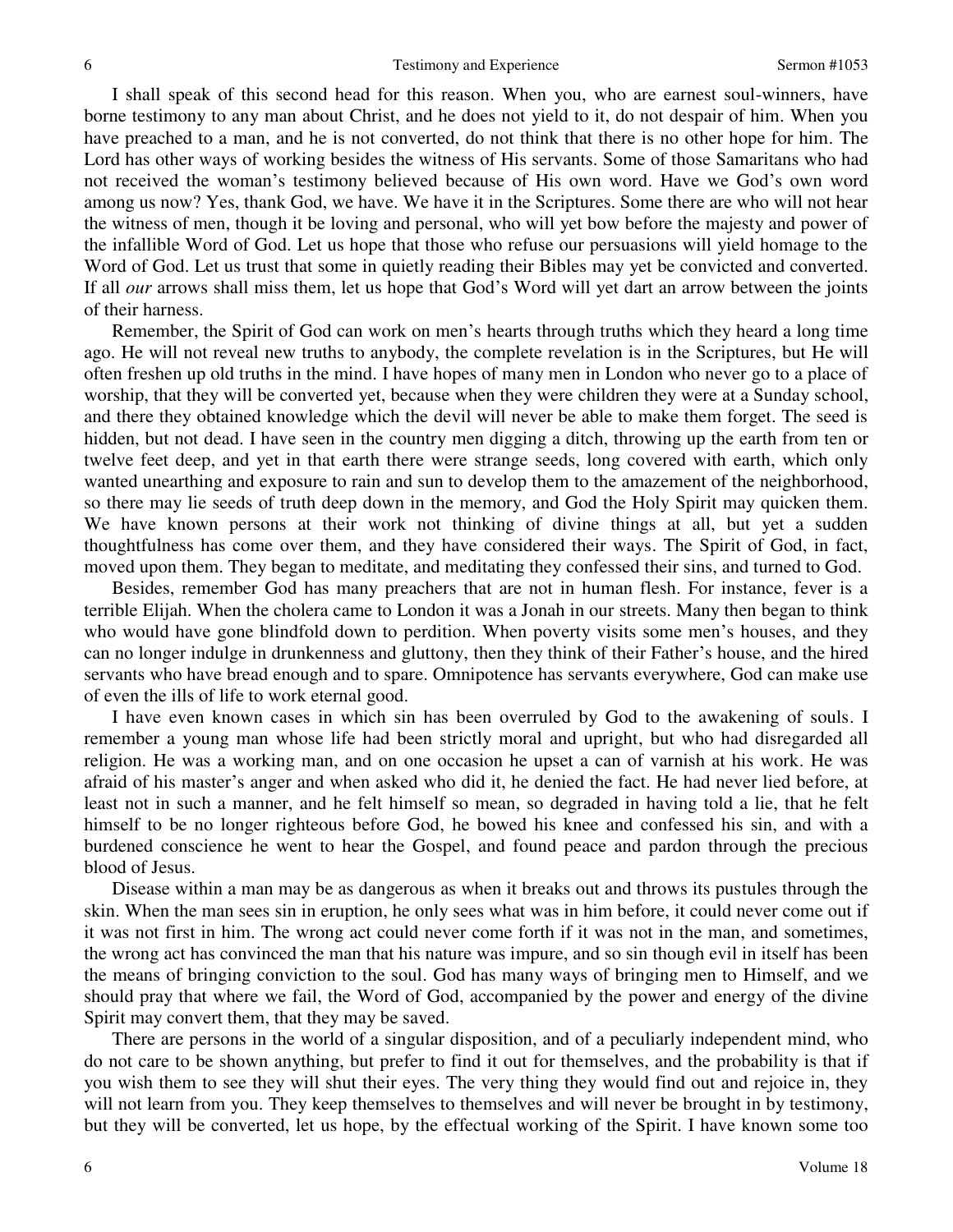I shall speak of this second head for this reason. When you, who are earnest soul-winners, have borne testimony to any man about Christ, and he does not yield to it, do not despair of him. When you have preached to a man, and he is not converted, do not think that there is no other hope for him. The Lord has other ways of working besides the witness of His servants. Some of those Samaritans who had not received the woman's testimony believed because of His own word. Have we God's own word among us now? Yes, thank God, we have. We have it in the Scriptures. Some there are who will not hear the witness of men, though it be loving and personal, who will yet bow before the majesty and power of the infallible Word of God. Let us hope that those who refuse our persuasions will yield homage to the Word of God. Let us trust that some in quietly reading their Bibles may yet be convicted and converted. If all *our* arrows shall miss them, let us hope that God's Word will yet dart an arrow between the joints of their harness.

Remember, the Spirit of God can work on men's hearts through truths which they heard a long time ago. He will not reveal new truths to anybody, the complete revelation is in the Scriptures, but He will often freshen up old truths in the mind. I have hopes of many men in London who never go to a place of worship, that they will be converted yet, because when they were children they were at a Sunday school, and there they obtained knowledge which the devil will never be able to make them forget. The seed is hidden, but not dead. I have seen in the country men digging a ditch, throwing up the earth from ten or twelve feet deep, and yet in that earth there were strange seeds, long covered with earth, which only wanted unearthing and exposure to rain and sun to develop them to the amazement of the neighborhood, so there may lie seeds of truth deep down in the memory, and God the Holy Spirit may quicken them. We have known persons at their work not thinking of divine things at all, but yet a sudden thoughtfulness has come over them, and they have considered their ways. The Spirit of God, in fact, moved upon them. They began to meditate, and meditating they confessed their sins, and turned to God.

Besides, remember God has many preachers that are not in human flesh. For instance, fever is a terrible Elijah. When the cholera came to London it was a Jonah in our streets. Many then began to think who would have gone blindfold down to perdition. When poverty visits some men's houses, and they can no longer indulge in drunkenness and gluttony, then they think of their Father's house, and the hired servants who have bread enough and to spare. Omnipotence has servants everywhere, God can make use of even the ills of life to work eternal good.

I have even known cases in which sin has been overruled by God to the awakening of souls. I remember a young man whose life had been strictly moral and upright, but who had disregarded all religion. He was a working man, and on one occasion he upset a can of varnish at his work. He was afraid of his master's anger and when asked who did it, he denied the fact. He had never lied before, at least not in such a manner, and he felt himself so mean, so degraded in having told a lie, that he felt himself to be no longer righteous before God, he bowed his knee and confessed his sin, and with a burdened conscience he went to hear the Gospel, and found peace and pardon through the precious blood of Jesus.

Disease within a man may be as dangerous as when it breaks out and throws its pustules through the skin. When the man sees sin in eruption, he only sees what was in him before, it could never come out if it was not first in him. The wrong act could never come forth if it was not in the man, and sometimes, the wrong act has convinced the man that his nature was impure, and so sin though evil in itself has been the means of bringing conviction to the soul. God has many ways of bringing men to Himself, and we should pray that where we fail, the Word of God, accompanied by the power and energy of the divine Spirit may convert them, that they may be saved.

There are persons in the world of a singular disposition, and of a peculiarly independent mind, who do not care to be shown anything, but prefer to find it out for themselves, and the probability is that if you wish them to see they will shut their eyes. The very thing they would find out and rejoice in, they will not learn from you. They keep themselves to themselves and will never be brought in by testimony, but they will be converted, let us hope, by the effectual working of the Spirit. I have known some too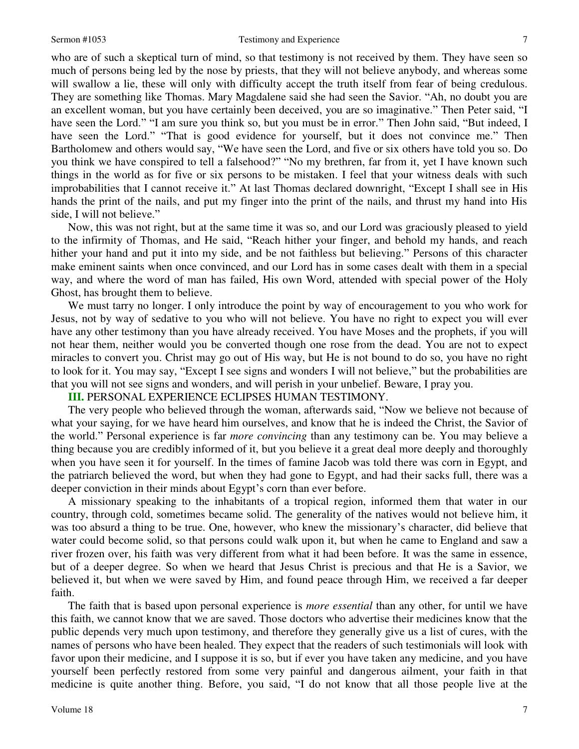who are of such a skeptical turn of mind, so that testimony is not received by them. They have seen so much of persons being led by the nose by priests, that they will not believe anybody, and whereas some will swallow a lie, these will only with difficulty accept the truth itself from fear of being credulous. They are something like Thomas. Mary Magdalene said she had seen the Savior. "Ah, no doubt you are an excellent woman, but you have certainly been deceived, you are so imaginative." Then Peter said, "I have seen the Lord." "I am sure you think so, but you must be in error." Then John said, "But indeed, I have seen the Lord." "That is good evidence for yourself, but it does not convince me." Then Bartholomew and others would say, "We have seen the Lord, and five or six others have told you so. Do you think we have conspired to tell a falsehood?" "No my brethren, far from it, yet I have known such things in the world as for five or six persons to be mistaken. I feel that your witness deals with such improbabilities that I cannot receive it." At last Thomas declared downright, "Except I shall see in His hands the print of the nails, and put my finger into the print of the nails, and thrust my hand into His side, I will not believe."

Now, this was not right, but at the same time it was so, and our Lord was graciously pleased to yield to the infirmity of Thomas, and He said, "Reach hither your finger, and behold my hands, and reach hither your hand and put it into my side, and be not faithless but believing." Persons of this character make eminent saints when once convinced, and our Lord has in some cases dealt with them in a special way, and where the word of man has failed, His own Word, attended with special power of the Holy Ghost, has brought them to believe.

We must tarry no longer. I only introduce the point by way of encouragement to you who work for Jesus, not by way of sedative to you who will not believe. You have no right to expect you will ever have any other testimony than you have already received. You have Moses and the prophets, if you will not hear them, neither would you be converted though one rose from the dead. You are not to expect miracles to convert you. Christ may go out of His way, but He is not bound to do so, you have no right to look for it. You may say, "Except I see signs and wonders I will not believe," but the probabilities are that you will not see signs and wonders, and will perish in your unbelief. Beware, I pray you.

**III.** PERSONAL EXPERIENCE ECLIPSES HUMAN TESTIMONY.

The very people who believed through the woman, afterwards said, "Now we believe not because of what your saying, for we have heard him ourselves, and know that he is indeed the Christ, the Savior of the world." Personal experience is far *more convincing* than any testimony can be. You may believe a thing because you are credibly informed of it, but you believe it a great deal more deeply and thoroughly when you have seen it for yourself. In the times of famine Jacob was told there was corn in Egypt, and the patriarch believed the word, but when they had gone to Egypt, and had their sacks full, there was a deeper conviction in their minds about Egypt's corn than ever before.

A missionary speaking to the inhabitants of a tropical region, informed them that water in our country, through cold, sometimes became solid. The generality of the natives would not believe him, it was too absurd a thing to be true. One, however, who knew the missionary's character, did believe that water could become solid, so that persons could walk upon it, but when he came to England and saw a river frozen over, his faith was very different from what it had been before. It was the same in essence, but of a deeper degree. So when we heard that Jesus Christ is precious and that He is a Savior, we believed it, but when we were saved by Him, and found peace through Him, we received a far deeper faith.

The faith that is based upon personal experience is *more essential* than any other, for until we have this faith, we cannot know that we are saved. Those doctors who advertise their medicines know that the public depends very much upon testimony, and therefore they generally give us a list of cures, with the names of persons who have been healed. They expect that the readers of such testimonials will look with favor upon their medicine, and I suppose it is so, but if ever you have taken any medicine, and you have yourself been perfectly restored from some very painful and dangerous ailment, your faith in that medicine is quite another thing. Before, you said, "I do not know that all those people live at the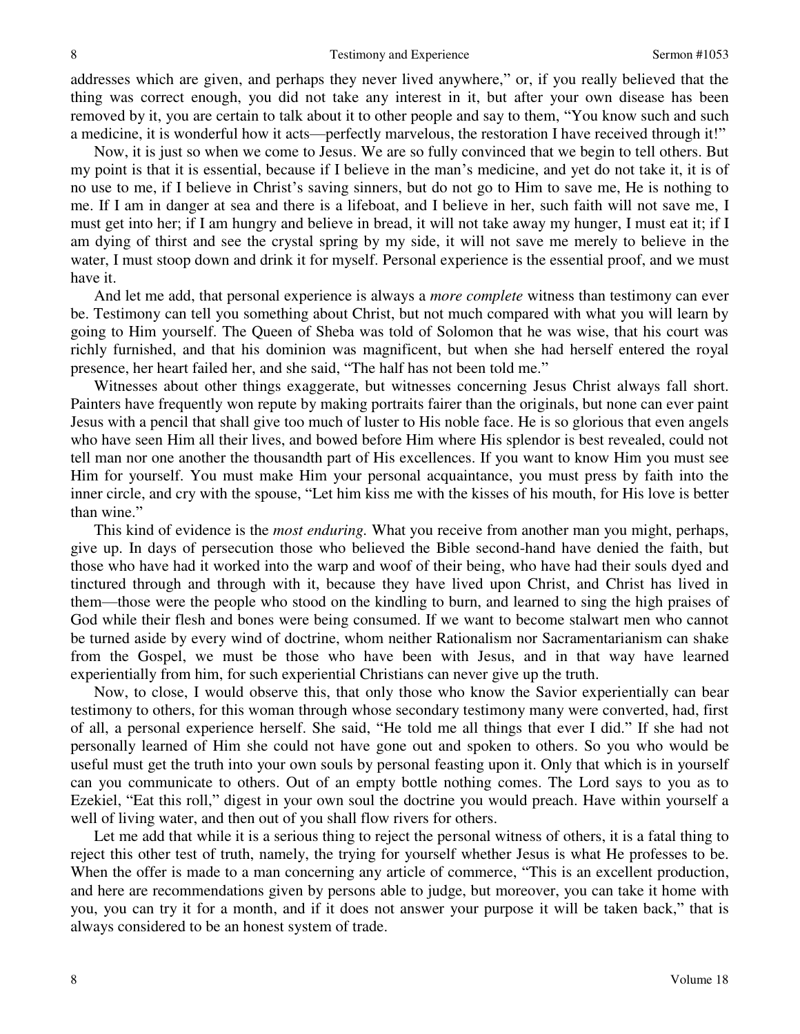addresses which are given, and perhaps they never lived anywhere," or, if you really believed that the thing was correct enough, you did not take any interest in it, but after your own disease has been removed by it, you are certain to talk about it to other people and say to them, "You know such and such a medicine, it is wonderful how it acts—perfectly marvelous, the restoration I have received through it!"

Now, it is just so when we come to Jesus. We are so fully convinced that we begin to tell others. But my point is that it is essential, because if I believe in the man's medicine, and yet do not take it, it is of no use to me, if I believe in Christ's saving sinners, but do not go to Him to save me, He is nothing to me. If I am in danger at sea and there is a lifeboat, and I believe in her, such faith will not save me, I must get into her; if I am hungry and believe in bread, it will not take away my hunger, I must eat it; if I am dying of thirst and see the crystal spring by my side, it will not save me merely to believe in the water, I must stoop down and drink it for myself. Personal experience is the essential proof, and we must have it.

And let me add, that personal experience is always a *more complete* witness than testimony can ever be. Testimony can tell you something about Christ, but not much compared with what you will learn by going to Him yourself. The Queen of Sheba was told of Solomon that he was wise, that his court was richly furnished, and that his dominion was magnificent, but when she had herself entered the royal presence, her heart failed her, and she said, "The half has not been told me."

Witnesses about other things exaggerate, but witnesses concerning Jesus Christ always fall short. Painters have frequently won repute by making portraits fairer than the originals, but none can ever paint Jesus with a pencil that shall give too much of luster to His noble face. He is so glorious that even angels who have seen Him all their lives, and bowed before Him where His splendor is best revealed, could not tell man nor one another the thousandth part of His excellences. If you want to know Him you must see Him for yourself. You must make Him your personal acquaintance, you must press by faith into the inner circle, and cry with the spouse, "Let him kiss me with the kisses of his mouth, for His love is better than wine."

This kind of evidence is the *most enduring*. What you receive from another man you might, perhaps, give up. In days of persecution those who believed the Bible second-hand have denied the faith, but those who have had it worked into the warp and woof of their being, who have had their souls dyed and tinctured through and through with it, because they have lived upon Christ, and Christ has lived in them—those were the people who stood on the kindling to burn, and learned to sing the high praises of God while their flesh and bones were being consumed. If we want to become stalwart men who cannot be turned aside by every wind of doctrine, whom neither Rationalism nor Sacramentarianism can shake from the Gospel, we must be those who have been with Jesus, and in that way have learned experientially from him, for such experiential Christians can never give up the truth.

Now, to close, I would observe this, that only those who know the Savior experientially can bear testimony to others, for this woman through whose secondary testimony many were converted, had, first of all, a personal experience herself. She said, "He told me all things that ever I did." If she had not personally learned of Him she could not have gone out and spoken to others. So you who would be useful must get the truth into your own souls by personal feasting upon it. Only that which is in yourself can you communicate to others. Out of an empty bottle nothing comes. The Lord says to you as to Ezekiel, "Eat this roll," digest in your own soul the doctrine you would preach. Have within yourself a well of living water, and then out of you shall flow rivers for others.

Let me add that while it is a serious thing to reject the personal witness of others, it is a fatal thing to reject this other test of truth, namely, the trying for yourself whether Jesus is what He professes to be. When the offer is made to a man concerning any article of commerce, "This is an excellent production, and here are recommendations given by persons able to judge, but moreover, you can take it home with you, you can try it for a month, and if it does not answer your purpose it will be taken back," that is always considered to be an honest system of trade.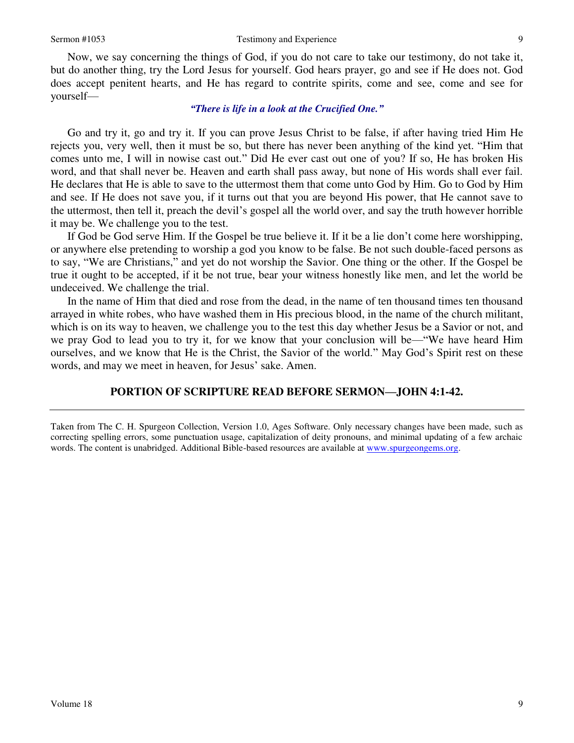Now, we say concerning the things of God, if you do not care to take our testimony, do not take it, but do another thing, try the Lord Jesus for yourself. God hears prayer, go and see if He does not. God does accept penitent hearts, and He has regard to contrite spirits, come and see, come and see for yourself—

*"There is life in a look at the Crucified One."*

Go and try it, go and try it. If you can prove Jesus Christ to be false, if after having tried Him He rejects you, very well, then it must be so, but there has never been anything of the kind yet. "Him that comes unto me, I will in nowise cast out." Did He ever cast out one of you? If so, He has broken His word, and that shall never be. Heaven and earth shall pass away, but none of His words shall ever fail. He declares that He is able to save to the uttermost them that come unto God by Him. Go to God by Him and see. If He does not save you, if it turns out that you are beyond His power, that He cannot save to the uttermost, then tell it, preach the devil's gospel all the world over, and say the truth however horrible it may be. We challenge you to the test.

If God be God serve Him. If the Gospel be true believe it. If it be a lie don't come here worshipping, or anywhere else pretending to worship a god you know to be false. Be not such double-faced persons as to say, "We are Christians," and yet do not worship the Savior. One thing or the other. If the Gospel be true it ought to be accepted, if it be not true, bear your witness honestly like men, and let the world be undeceived. We challenge the trial.

In the name of Him that died and rose from the dead, in the name of ten thousand times ten thousand arrayed in white robes, who have washed them in His precious blood, in the name of the church militant, which is on its way to heaven, we challenge you to the test this day whether Jesus be a Savior or not, and we pray God to lead you to try it, for we know that your conclusion will be—"We have heard Him ourselves, and we know that He is the Christ, the Savior of the world." May God's Spirit rest on these words, and may we meet in heaven, for Jesus' sake. Amen.

## PORTION OF SCRIPTURE READ BEFORE SERMON—JOHN 4:1-42.

---

Taken from The C. H. Spurgeon Collection, Version 1.0, Ages Software. Only necessary changes have been made, such as correcting spelling errors, some punctuation usage, capitalization of deity pronouns, and minimal updating of a few archaic words. The content is unabridged. Additional Bible-based resources are available at www.spurgeongems.org.